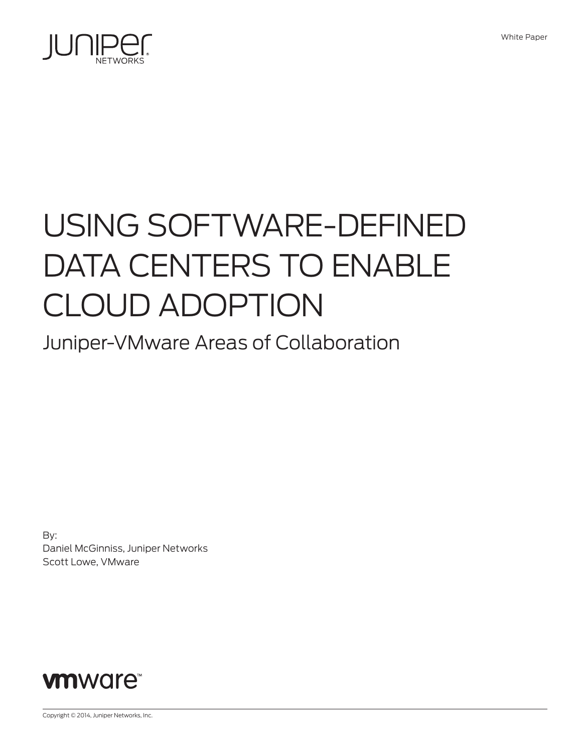White Paper

# USING SOFTWARE-DEFINED DATA CENTERS TO ENABLE CLOUD ADOPTION

## Juniper-VMware Areas of Collaboration

By:
Daniel McGinniss, Juniper Networks
Scott Lowe, VMware

Copyright © 2014, Juniper Networks, Inc.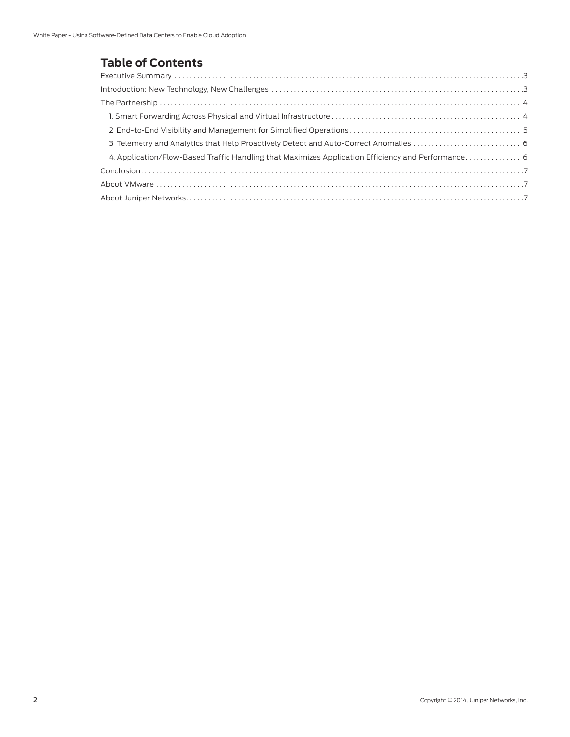## Table of Contents

Executive Summary .....3

Introduction: New Technology, New Challenges .....3

The Partnership ..... 4

- 1. Smart Forwarding Across Physical and Virtual Infrastructure ..... 4
- 2. End-to-End Visibility and Management for Simplified Operations ..... 5
- 3. Telemetry and Analytics that Help Proactively Detect and Auto-Correct Anomalies ..... 6
- 4. Application/Flow-Based Traffic Handling that Maximizes Application Efficiency and Performance ..... 6

Conclusion .....7

About VMware .....7

About Juniper Networks .....7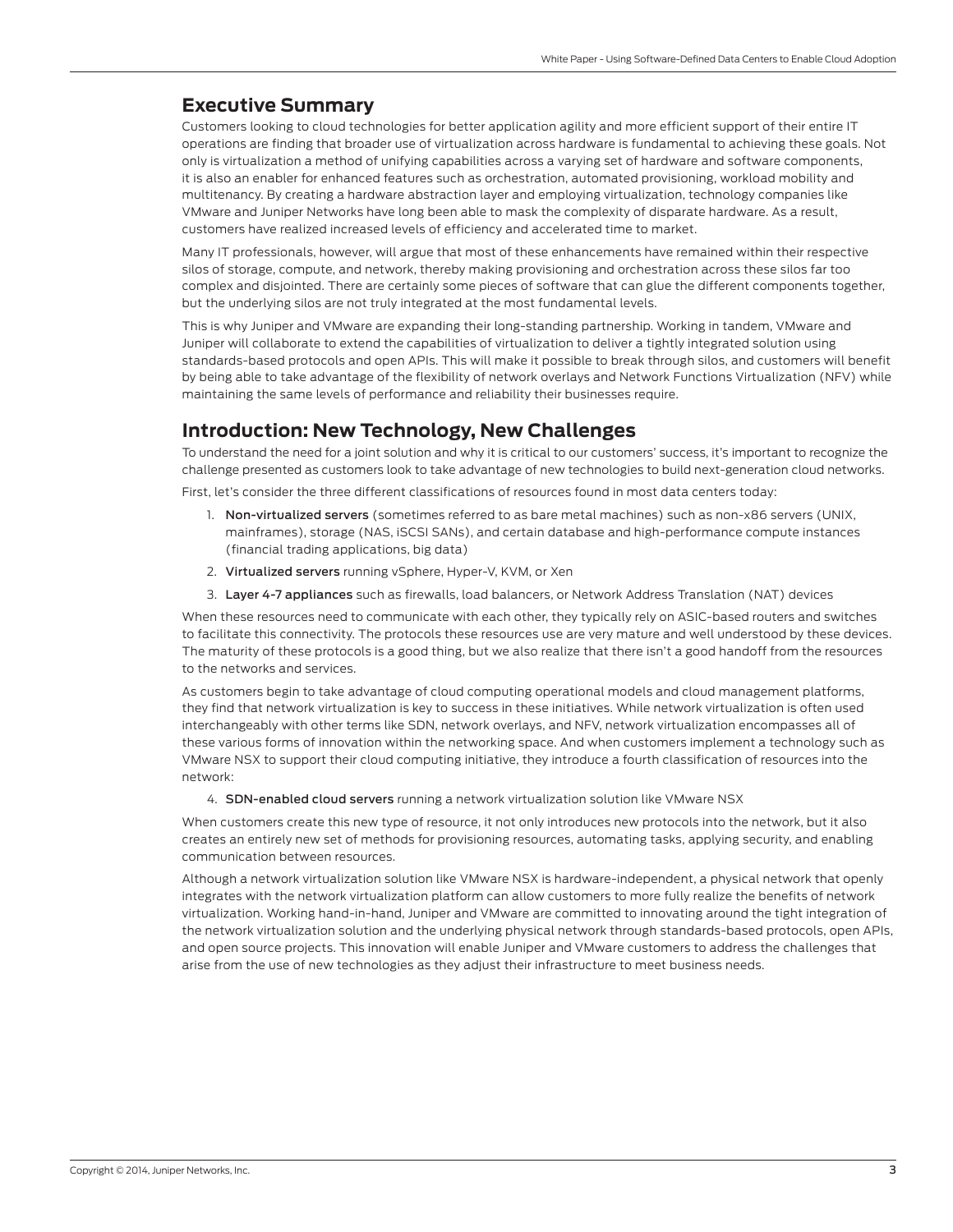## Executive Summary

Customers looking to cloud technologies for better application agility and more efficient support of their entire IT operations are finding that broader use of virtualization across hardware is fundamental to achieving these goals. Not only is virtualization a method of unifying capabilities across a varying set of hardware and software components, it is also an enabler for enhanced features such as orchestration, automated provisioning, workload mobility and multitenancy. By creating a hardware abstraction layer and employing virtualization, technology companies like VMware and Juniper Networks have long been able to mask the complexity of disparate hardware. As a result, customers have realized increased levels of efficiency and accelerated time to market.

Many IT professionals, however, will argue that most of these enhancements have remained within their respective silos of storage, compute, and network, thereby making provisioning and orchestration across these silos far too complex and disjointed. There are certainly some pieces of software that can glue the different components together, but the underlying silos are not truly integrated at the most fundamental levels.

This is why Juniper and VMware are expanding their long-standing partnership. Working in tandem, VMware and Juniper will collaborate to extend the capabilities of virtualization to deliver a tightly integrated solution using standards-based protocols and open APIs. This will make it possible to break through silos, and customers will benefit by being able to take advantage of the flexibility of network overlays and Network Functions Virtualization (NFV) while maintaining the same levels of performance and reliability their businesses require.

## Introduction: New Technology, New Challenges

To understand the need for a joint solution and why it is critical to our customers' success, it's important to recognize the challenge presented as customers look to take advantage of new technologies to build next-generation cloud networks.

First, let's consider the three different classifications of resources found in most data centers today:

1. **Non-virtualized servers** (sometimes referred to as bare metal machines) such as non-x86 servers (UNIX, mainframes), storage (NAS, iSCSI SANs), and certain database and high-performance compute instances (financial trading applications, big data)
2. **Virtualized servers** running vSphere, Hyper-V, KVM, or Xen
3. **Layer 4-7 appliances** such as firewalls, load balancers, or Network Address Translation (NAT) devices

When these resources need to communicate with each other, they typically rely on ASIC-based routers and switches to facilitate this connectivity. The protocols these resources use are very mature and well understood by these devices. The maturity of these protocols is a good thing, but we also realize that there isn't a good handoff from the resources to the networks and services.

As customers begin to take advantage of cloud computing operational models and cloud management platforms, they find that network virtualization is key to success in these initiatives. While network virtualization is often used interchangeably with other terms like SDN, network overlays, and NFV, network virtualization encompasses all of these various forms of innovation within the networking space. And when customers implement a technology such as VMware NSX to support their cloud computing initiative, they introduce a fourth classification of resources into the network:

4. **SDN-enabled cloud servers** running a network virtualization solution like VMware NSX

When customers create this new type of resource, it not only introduces new protocols into the network, but it also creates an entirely new set of methods for provisioning resources, automating tasks, applying security, and enabling communication between resources.

Although a network virtualization solution like VMware NSX is hardware-independent, a physical network that openly integrates with the network virtualization platform can allow customers to more fully realize the benefits of network virtualization. Working hand-in-hand, Juniper and VMware are committed to innovating around the tight integration of the network virtualization solution and the underlying physical network through standards-based protocols, open APIs, and open source projects. This innovation will enable Juniper and VMware customers to address the challenges that arise from the use of new technologies as they adjust their infrastructure to meet business needs.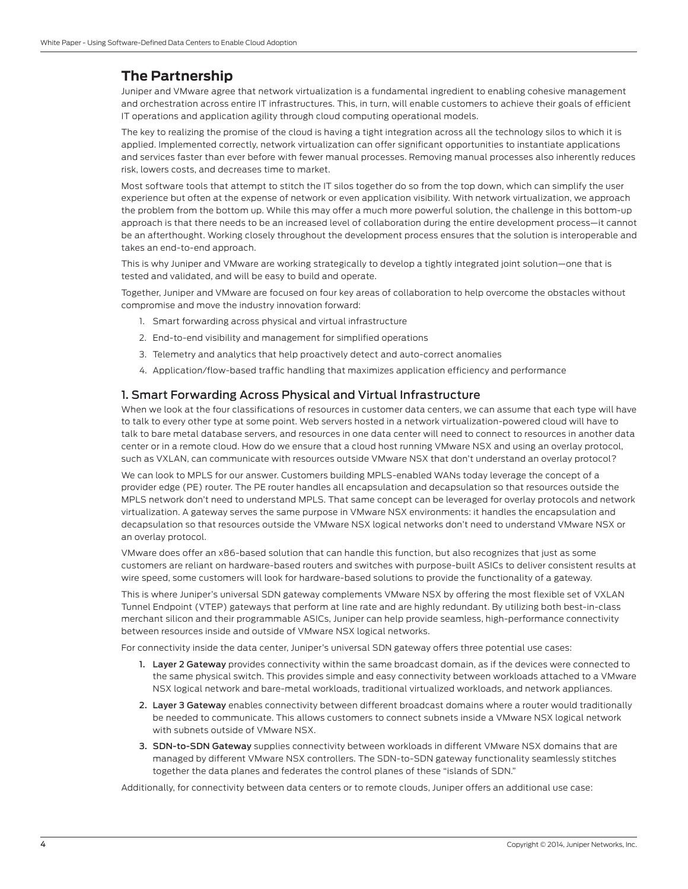## The Partnership

Juniper and VMware agree that network virtualization is a fundamental ingredient to enabling cohesive management and orchestration across entire IT infrastructures. This, in turn, will enable customers to achieve their goals of efficient IT operations and application agility through cloud computing operational models.

The key to realizing the promise of the cloud is having a tight integration across all the technology silos to which it is applied. Implemented correctly, network virtualization can offer significant opportunities to instantiate applications and services faster than ever before with fewer manual processes. Removing manual processes also inherently reduces risk, lowers costs, and decreases time to market.

Most software tools that attempt to stitch the IT silos together do so from the top down, which can simplify the user experience but often at the expense of network or even application visibility. With network virtualization, we approach the problem from the bottom up. While this may offer a much more powerful solution, the challenge in this bottom-up approach is that there needs to be an increased level of collaboration during the entire development process—it cannot be an afterthought. Working closely throughout the development process ensures that the solution is interoperable and takes an end-to-end approach.

This is why Juniper and VMware are working strategically to develop a tightly integrated joint solution—one that is tested and validated, and will be easy to build and operate.

Together, Juniper and VMware are focused on four key areas of collaboration to help overcome the obstacles without compromise and move the industry innovation forward:

1. Smart forwarding across physical and virtual infrastructure
2. End-to-end visibility and management for simplified operations
3. Telemetry and analytics that help proactively detect and auto-correct anomalies
4. Application/flow-based traffic handling that maximizes application efficiency and performance

### 1. Smart Forwarding Across Physical and Virtual Infrastructure

When we look at the four classifications of resources in customer data centers, we can assume that each type will have to talk to every other type at some point. Web servers hosted in a network virtualization-powered cloud will have to talk to bare metal database servers, and resources in one data center will need to connect to resources in another data center or in a remote cloud. How do we ensure that a cloud host running VMware NSX and using an overlay protocol, such as VXLAN, can communicate with resources outside VMware NSX that don't understand an overlay protocol?

We can look to MPLS for our answer. Customers building MPLS-enabled WANs today leverage the concept of a provider edge (PE) router. The PE router handles all encapsulation and decapsulation so that resources outside the MPLS network don't need to understand MPLS. That same concept can be leveraged for overlay protocols and network virtualization. A gateway serves the same purpose in VMware NSX environments: it handles the encapsulation and decapsulation so that resources outside the VMware NSX logical networks don't need to understand VMware NSX or an overlay protocol.

VMware does offer an x86-based solution that can handle this function, but also recognizes that just as some customers are reliant on hardware-based routers and switches with purpose-built ASICs to deliver consistent results at wire speed, some customers will look for hardware-based solutions to provide the functionality of a gateway.

This is where Juniper's universal SDN gateway complements VMware NSX by offering the most flexible set of VXLAN Tunnel Endpoint (VTEP) gateways that perform at line rate and are highly redundant. By utilizing both best-in-class merchant silicon and their programmable ASICs, Juniper can help provide seamless, high-performance connectivity between resources inside and outside of VMware NSX logical networks.

For connectivity inside the data center, Juniper's universal SDN gateway offers three potential use cases:

1. **Layer 2 Gateway** provides connectivity within the same broadcast domain, as if the devices were connected to the same physical switch. This provides simple and easy connectivity between workloads attached to a VMware NSX logical network and bare-metal workloads, traditional virtualized workloads, and network appliances.
2. **Layer 3 Gateway** enables connectivity between different broadcast domains where a router would traditionally be needed to communicate. This allows customers to connect subnets inside a VMware NSX logical network with subnets outside of VMware NSX.
3. **SDN-to-SDN Gateway** supplies connectivity between workloads in different VMware NSX domains that are managed by different VMware NSX controllers. The SDN-to-SDN gateway functionality seamlessly stitches together the data planes and federates the control planes of these "islands of SDN."

Additionally, for connectivity between data centers or to remote clouds, Juniper offers an additional use case: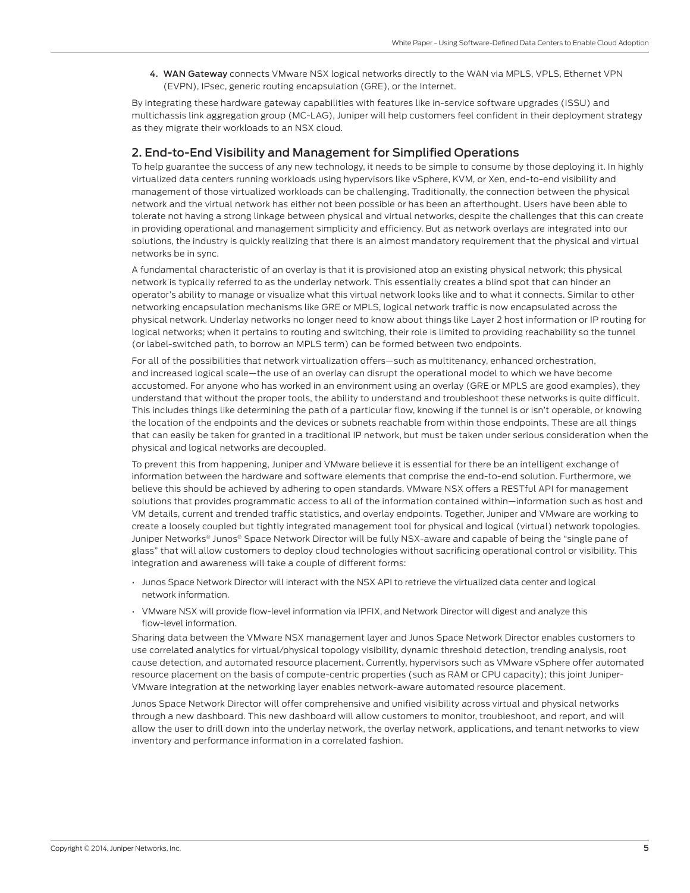4. **WAN Gateway** connects VMware NSX logical networks directly to the WAN via MPLS, VPLS, Ethernet VPN (EVPN), IPsec, generic routing encapsulation (GRE), or the Internet.

By integrating these hardware gateway capabilities with features like in-service software upgrades (ISSU) and multichassis link aggregation group (MC-LAG), Juniper will help customers feel confident in their deployment strategy as they migrate their workloads to an NSX cloud.

## 2. End-to-End Visibility and Management for Simplified Operations

To help guarantee the success of any new technology, it needs to be simple to consume by those deploying it. In highly virtualized data centers running workloads using hypervisors like vSphere, KVM, or Xen, end-to-end visibility and management of those virtualized workloads can be challenging. Traditionally, the connection between the physical network and the virtual network has either not been possible or has been an afterthought. Users have been able to tolerate not having a strong linkage between physical and virtual networks, despite the challenges that this can create in providing operational and management simplicity and efficiency. But as network overlays are integrated into our solutions, the industry is quickly realizing that there is an almost mandatory requirement that the physical and virtual networks be in sync.

A fundamental characteristic of an overlay is that it is provisioned atop an existing physical network; this physical network is typically referred to as the underlay network. This essentially creates a blind spot that can hinder an operator's ability to manage or visualize what this virtual network looks like and to what it connects. Similar to other networking encapsulation mechanisms like GRE or MPLS, logical network traffic is now encapsulated across the physical network. Underlay networks no longer need to know about things like Layer 2 host information or IP routing for logical networks; when it pertains to routing and switching, their role is limited to providing reachability so the tunnel (or label-switched path, to borrow an MPLS term) can be formed between two endpoints.

For all of the possibilities that network virtualization offers—such as multitenancy, enhanced orchestration, and increased logical scale—the use of an overlay can disrupt the operational model to which we have become accustomed. For anyone who has worked in an environment using an overlay (GRE or MPLS are good examples), they understand that without the proper tools, the ability to understand and troubleshoot these networks is quite difficult. This includes things like determining the path of a particular flow, knowing if the tunnel is or isn't operable, or knowing the location of the endpoints and the devices or subnets reachable from within those endpoints. These are all things that can easily be taken for granted in a traditional IP network, but must be taken under serious consideration when the physical and logical networks are decoupled.

To prevent this from happening, Juniper and VMware believe it is essential for there be an intelligent exchange of information between the hardware and software elements that comprise the end-to-end solution. Furthermore, we believe this should be achieved by adhering to open standards. VMware NSX offers a RESTful API for management solutions that provides programmatic access to all of the information contained within—information such as host and VM details, current and trended traffic statistics, and overlay endpoints. Together, Juniper and VMware are working to create a loosely coupled but tightly integrated management tool for physical and logical (virtual) network topologies. Juniper Networks® Junos® Space Network Director will be fully NSX-aware and capable of being the "single pane of glass" that will allow customers to deploy cloud technologies without sacrificing operational control or visibility. This integration and awareness will take a couple of different forms:

- Junos Space Network Director will interact with the NSX API to retrieve the virtualized data center and logical network information.
- VMware NSX will provide flow-level information via IPFIX, and Network Director will digest and analyze this flow-level information.

Sharing data between the VMware NSX management layer and Junos Space Network Director enables customers to use correlated analytics for virtual/physical topology visibility, dynamic threshold detection, trending analysis, root cause detection, and automated resource placement. Currently, hypervisors such as VMware vSphere offer automated resource placement on the basis of compute-centric properties (such as RAM or CPU capacity); this joint Juniper-VMware integration at the networking layer enables network-aware automated resource placement.

Junos Space Network Director will offer comprehensive and unified visibility across virtual and physical networks through a new dashboard. This new dashboard will allow customers to monitor, troubleshoot, and report, and will allow the user to drill down into the underlay network, the overlay network, applications, and tenant networks to view inventory and performance information in a correlated fashion.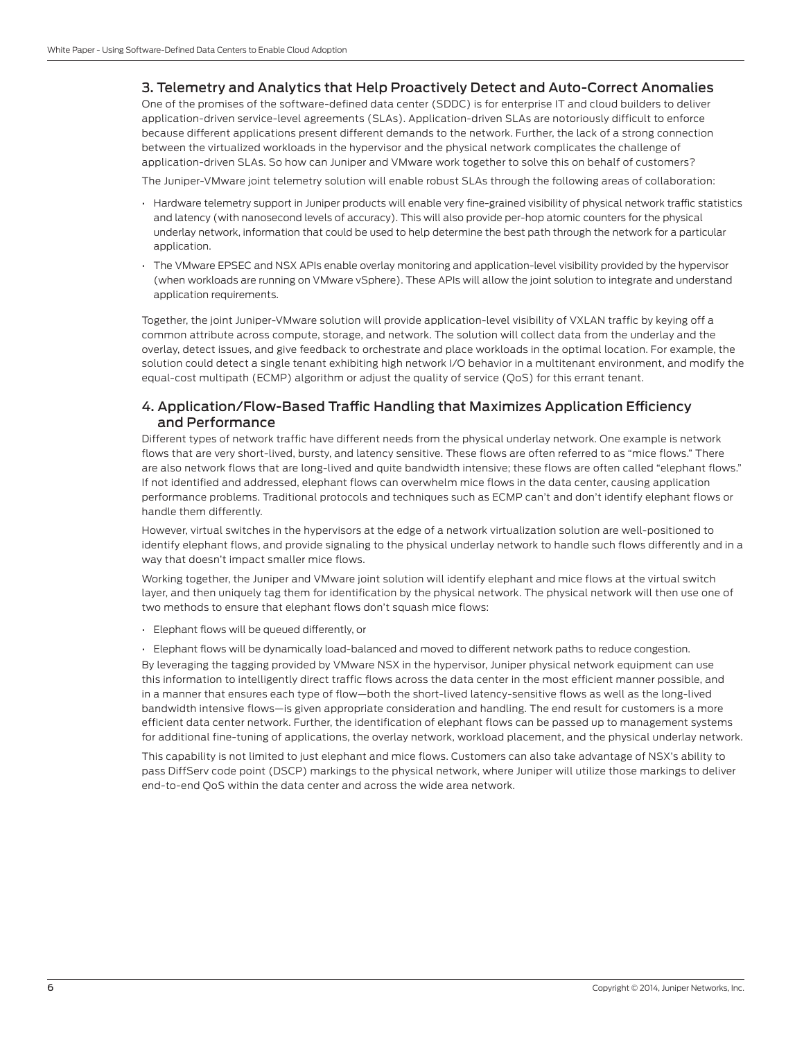## 3. Telemetry and Analytics that Help Proactively Detect and Auto-Correct Anomalies

One of the promises of the software-defined data center (SDDC) is for enterprise IT and cloud builders to deliver application-driven service-level agreements (SLAs). Application-driven SLAs are notoriously difficult to enforce because different applications present different demands to the network. Further, the lack of a strong connection between the virtualized workloads in the hypervisor and the physical network complicates the challenge of application-driven SLAs. So how can Juniper and VMware work together to solve this on behalf of customers?

The Juniper-VMware joint telemetry solution will enable robust SLAs through the following areas of collaboration:

- Hardware telemetry support in Juniper products will enable very fine-grained visibility of physical network traffic statistics and latency (with nanosecond levels of accuracy). This will also provide per-hop atomic counters for the physical underlay network, information that could be used to help determine the best path through the network for a particular application.
- The VMware EPSEC and NSX APIs enable overlay monitoring and application-level visibility provided by the hypervisor (when workloads are running on VMware vSphere). These APIs will allow the joint solution to integrate and understand application requirements.

Together, the joint Juniper-VMware solution will provide application-level visibility of VXLAN traffic by keying off a common attribute across compute, storage, and network. The solution will collect data from the underlay and the overlay, detect issues, and give feedback to orchestrate and place workloads in the optimal location. For example, the solution could detect a single tenant exhibiting high network I/O behavior in a multitenant environment, and modify the equal-cost multipath (ECMP) algorithm or adjust the quality of service (QoS) for this errant tenant.

## 4. Application/Flow-Based Traffic Handling that Maximizes Application Efficiency and Performance

Different types of network traffic have different needs from the physical underlay network. One example is network flows that are very short-lived, bursty, and latency sensitive. These flows are often referred to as "mice flows." There are also network flows that are long-lived and quite bandwidth intensive; these flows are often called "elephant flows." If not identified and addressed, elephant flows can overwhelm mice flows in the data center, causing application performance problems. Traditional protocols and techniques such as ECMP can't and don't identify elephant flows or handle them differently.

However, virtual switches in the hypervisors at the edge of a network virtualization solution are well-positioned to identify elephant flows, and provide signaling to the physical underlay network to handle such flows differently and in a way that doesn't impact smaller mice flows.

Working together, the Juniper and VMware joint solution will identify elephant and mice flows at the virtual switch layer, and then uniquely tag them for identification by the physical network. The physical network will then use one of two methods to ensure that elephant flows don't squash mice flows:

- Elephant flows will be queued differently, or
- Elephant flows will be dynamically load-balanced and moved to different network paths to reduce congestion.

By leveraging the tagging provided by VMware NSX in the hypervisor, Juniper physical network equipment can use this information to intelligently direct traffic flows across the data center in the most efficient manner possible, and in a manner that ensures each type of flow—both the short-lived latency-sensitive flows as well as the long-lived bandwidth intensive flows—is given appropriate consideration and handling. The end result for customers is a more efficient data center network. Further, the identification of elephant flows can be passed up to management systems for additional fine-tuning of applications, the overlay network, workload placement, and the physical underlay network.

This capability is not limited to just elephant and mice flows. Customers can also take advantage of NSX's ability to pass DiffServ code point (DSCP) markings to the physical network, where Juniper will utilize those markings to deliver end-to-end QoS within the data center and across the wide area network.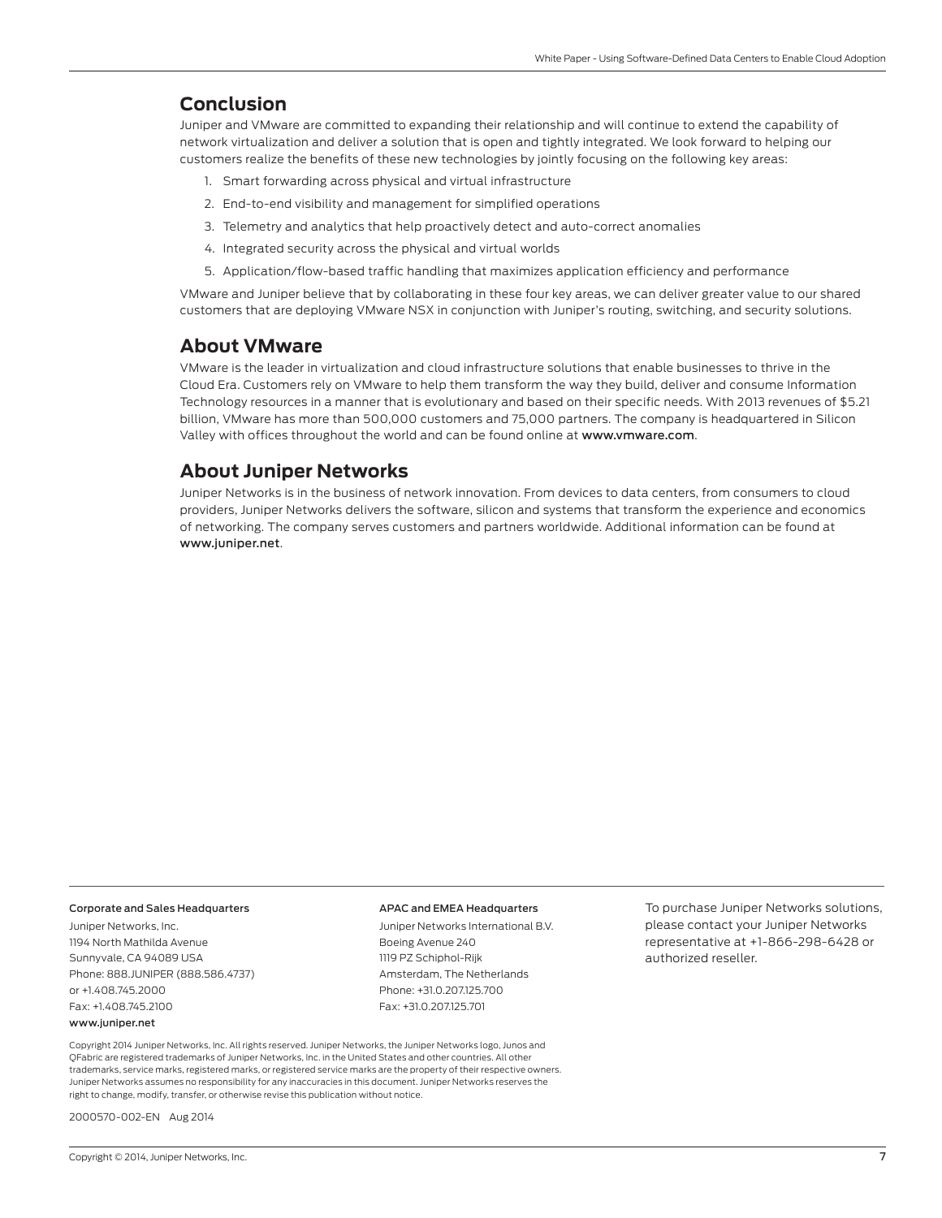## Conclusion

Juniper and VMware are committed to expanding their relationship and will continue to extend the capability of network virtualization and deliver a solution that is open and tightly integrated. We look forward to helping our customers realize the benefits of these new technologies by jointly focusing on the following key areas:

1. Smart forwarding across physical and virtual infrastructure
2. End-to-end visibility and management for simplified operations
3. Telemetry and analytics that help proactively detect and auto-correct anomalies
4. Integrated security across the physical and virtual worlds
5. Application/flow-based traffic handling that maximizes application efficiency and performance

VMware and Juniper believe that by collaborating in these four key areas, we can deliver greater value to our shared customers that are deploying VMware NSX in conjunction with Juniper's routing, switching, and security solutions.

## About VMware

VMware is the leader in virtualization and cloud infrastructure solutions that enable businesses to thrive in the Cloud Era. Customers rely on VMware to help them transform the way they build, deliver and consume Information Technology resources in a manner that is evolutionary and based on their specific needs. With 2013 revenues of $5.21 billion, VMware has more than 500,000 customers and 75,000 partners. The company is headquartered in Silicon Valley with offices throughout the world and can be found online at **www.vmware.com**.

## About Juniper Networks

Juniper Networks is in the business of network innovation. From devices to data centers, from consumers to cloud providers, Juniper Networks delivers the software, silicon and systems that transform the experience and economics of networking. The company serves customers and partners worldwide. Additional information can be found at **www.juniper.net**.

**Corporate and Sales Headquarters**
Juniper Networks, Inc.
1194 North Mathilda Avenue
Sunnyvale, CA 94089 USA
Phone: 888.JUNIPER (888.586.4737)
or +1.408.745.2000
Fax: +1.408.745.2100
**www.juniper.net**

**APAC and EMEA Headquarters**
Juniper Networks International B.V.
Boeing Avenue 240
1119 PZ Schiphol-Rijk
Amsterdam, The Netherlands
Phone: +31.0.207.125.700
Fax: +31.0.207.125.701

To purchase Juniper Networks solutions, please contact your Juniper Networks representative at +1-866-298-6428 or authorized reseller.

Copyright 2014 Juniper Networks, Inc. All rights reserved. Juniper Networks, the Juniper Networks logo, Junos and QFabric are registered trademarks of Juniper Networks, Inc. in the United States and other countries. All other trademarks, service marks, registered marks, or registered service marks are the property of their respective owners. Juniper Networks assumes no responsibility for any inaccuracies in this document. Juniper Networks reserves the right to change, modify, transfer, or otherwise revise this publication without notice.

2000570-002-EN Aug 2014